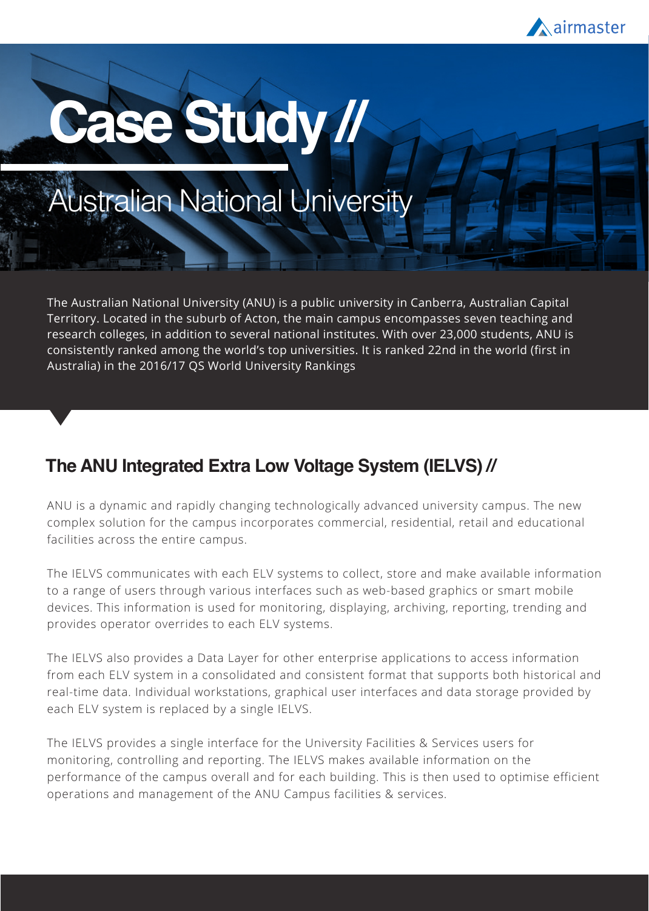airmaster

# Case Study //

## Australian National University

The Australian National University (ANU) is a public university in Canberra, Australian Capital Territory. Located in the suburb of Acton, the main campus encompasses seven teaching and research colleges, in addition to several national institutes. With over 23,000 students, ANU is consistently ranked among the world's top universities. It is ranked 22nd in the world (first in Australia) in the 2016/17 QS World University Rankings

## The ANU Integrated Extra Low Voltage System (IELVS) //

ANU is a dynamic and rapidly changing technologically advanced university campus. The new complex solution for the campus incorporates commercial, residential, retail and educational facilities across the entire campus.

The IELVS communicates with each ELV systems to collect, store and make available information to a range of users through various interfaces such as web-based graphics or smart mobile devices. This information is used for monitoring, displaying, archiving, reporting, trending and provides operator overrides to each ELV systems.

The IELVS also provides a Data Layer for other enterprise applications to access information from each ELV system in a consolidated and consistent format that supports both historical and real-time data. Individual workstations, graphical user interfaces and data storage provided by each ELV system is replaced by a single IELVS.

The IELVS provides a single interface for the University Facilities & Services users for monitoring, controlling and reporting. The IELVS makes available information on the performance of the campus overall and for each building. This is then used to optimise efficient operations and management of the ANU Campus facilities & services.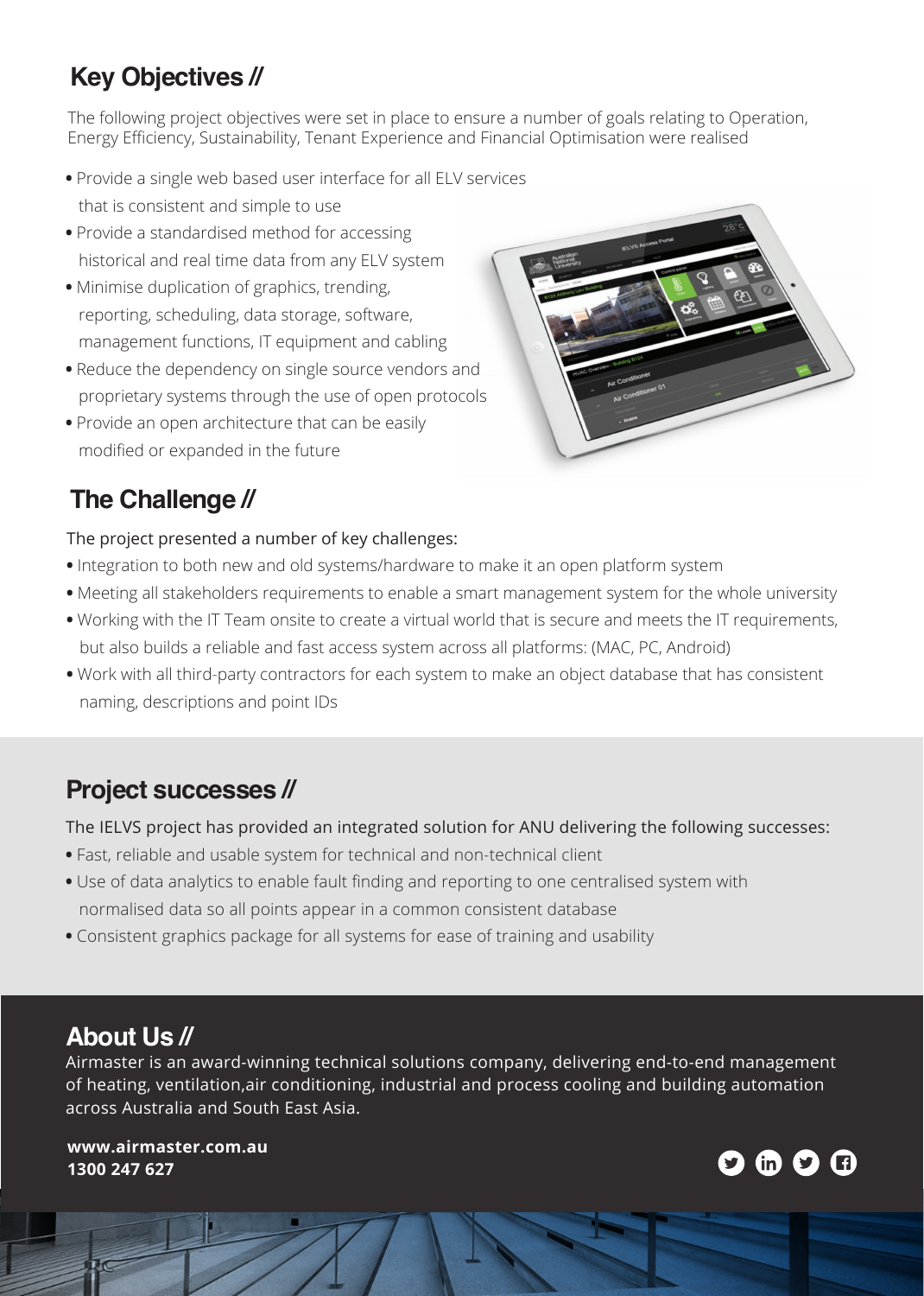## Key Objectives //

The following project objectives were set in place to ensure a number of goals relating to Operation, Energy Efficiency, Sustainability, Tenant Experience and Financial Optimisation were realised

- Provide a single web based user interface for all ELV services that is consistent and simple to use
- Provide a standardised method for accessing historical and real time data from any ELV system
- Minimise duplication of graphics, trending, reporting, scheduling, data storage, software, management functions, IT equipment and cabling
- Reduce the dependency on single source vendors and proprietary systems through the use of open protocols
- Provide an open architecture that can be easily modified or expanded in the future

## The Challenge //

The project presented a number of key challenges:

- Integration to both new and old systems/hardware to make it an open platform system
- Meeting all stakeholders requirements to enable a smart management system for the whole university
- Working with the IT Team onsite to create a virtual world that is secure and meets the IT requirements, but also builds a reliable and fast access system across all platforms: (MAC, PC, Android)
- Work with all third-party contractors for each system to make an object database that has consistent naming, descriptions and point IDs

## Project successes //

The IELVS project has provided an integrated solution for ANU delivering the following successes:

- Fast, reliable and usable system for technical and non-technical client
- Use of data analytics to enable fault finding and reporting to one centralised system with normalised data so all points appear in a common consistent database
- Consistent graphics package for all systems for ease of training and usability

## About Us //

Airmaster is an award-winning technical solutions company, delivering end-to-end management of heating, ventilation,air conditioning, industrial and process cooling and building automation across Australia and South East Asia.

**www.airmaster.com.au**
**1300 247 627**